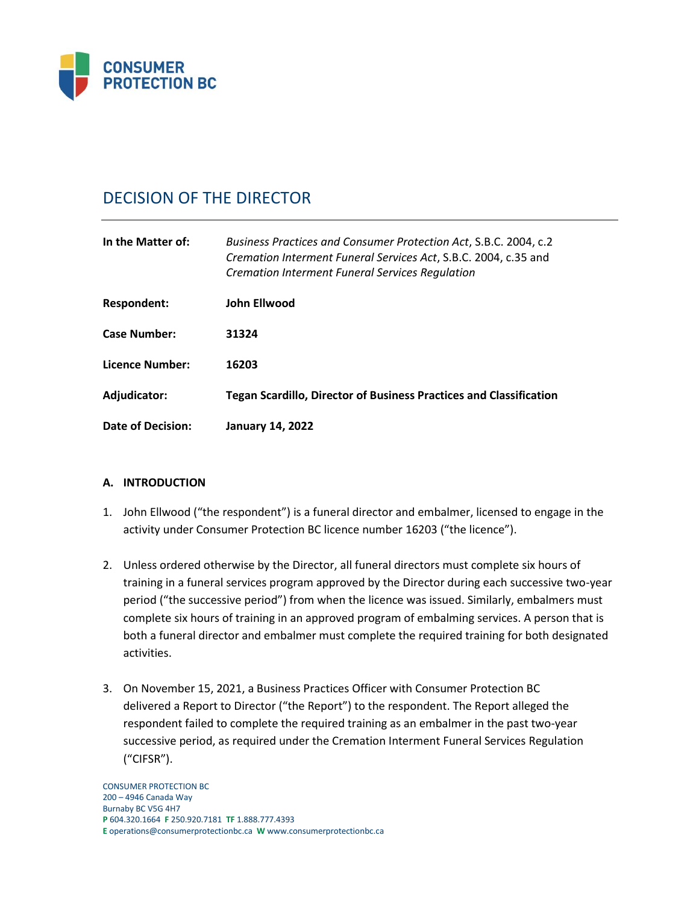CONSUMER PROTECTION BC

# DECISION OF THE DIRECTOR

| | |
|---|---|
| **In the Matter of:** | *Business Practices and Consumer Protection Act*, S.B.C. 2004, c.2 *Cremation Interment Funeral Services Act*, S.B.C. 2004, c.35 and *Cremation Interment Funeral Services Regulation* |
| **Respondent:** | **John Ellwood** |
| **Case Number:** | **31324** |
| **Licence Number:** | **16203** |
| **Adjudicator:** | **Tegan Scardillo, Director of Business Practices and Classification** |
| **Date of Decision:** | **January 14, 2022** |

## A. INTRODUCTION

1. John Ellwood ("the respondent") is a funeral director and embalmer, licensed to engage in the activity under Consumer Protection BC licence number 16203 ("the licence").

2. Unless ordered otherwise by the Director, all funeral directors must complete six hours of training in a funeral services program approved by the Director during each successive two-year period ("the successive period") from when the licence was issued. Similarly, embalmers must complete six hours of training in an approved program of embalming services. A person that is both a funeral director and embalmer must complete the required training for both designated activities.

3. On November 15, 2021, a Business Practices Officer with Consumer Protection BC delivered a Report to Director ("the Report") to the respondent. The Report alleged the respondent failed to complete the required training as an embalmer in the past two-year successive period, as required under the Cremation Interment Funeral Services Regulation ("CIFSR").

CONSUMER PROTECTION BC
200 – 4946 Canada Way
Burnaby BC V5G 4H7
**P** 604.320.1664 **F** 250.920.7181 **TF** 1.888.777.4393
**E** operations@consumerprotectionbc.ca **W** www.consumerprotectionbc.ca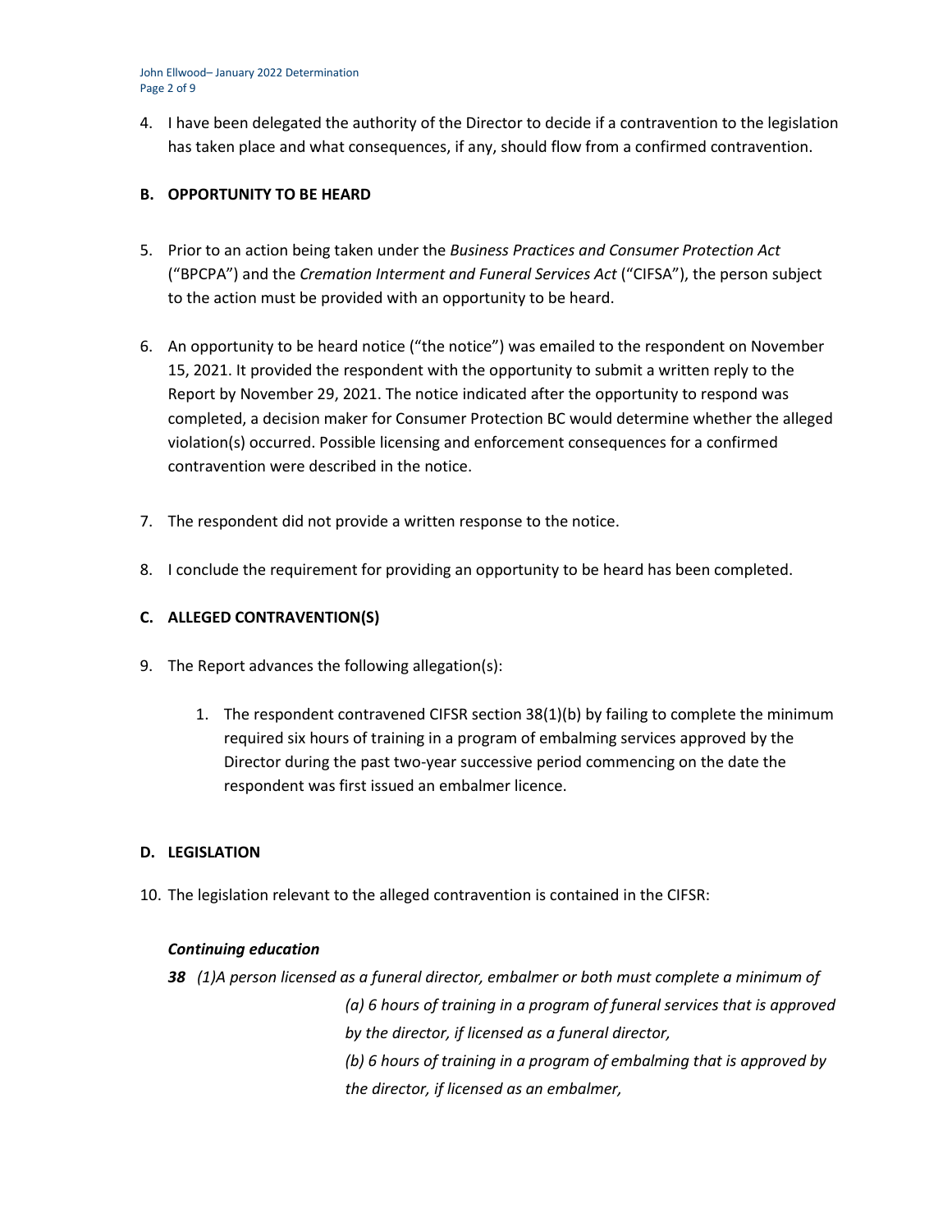4. I have been delegated the authority of the Director to decide if a contravention to the legislation has taken place and what consequences, if any, should flow from a confirmed contravention.

## B. OPPORTUNITY TO BE HEARD

5. Prior to an action being taken under the *Business Practices and Consumer Protection Act* ("BPCPA") and the *Cremation Interment and Funeral Services Act* ("CIFSA"), the person subject to the action must be provided with an opportunity to be heard.

6. An opportunity to be heard notice ("the notice") was emailed to the respondent on November 15, 2021. It provided the respondent with the opportunity to submit a written reply to the Report by November 29, 2021. The notice indicated after the opportunity to respond was completed, a decision maker for Consumer Protection BC would determine whether the alleged violation(s) occurred. Possible licensing and enforcement consequences for a confirmed contravention were described in the notice.

7. The respondent did not provide a written response to the notice.

8. I conclude the requirement for providing an opportunity to be heard has been completed.

## C. ALLEGED CONTRAVENTION(S)

9. The Report advances the following allegation(s):

    1. The respondent contravened CIFSR section 38(1)(b) by failing to complete the minimum required six hours of training in a program of embalming services approved by the Director during the past two-year successive period commencing on the date the respondent was first issued an embalmer licence.

## D. LEGISLATION

10. The legislation relevant to the alleged contravention is contained in the CIFSR:

***Continuing education***

***38*** *(1)A person licensed as a funeral director, embalmer or both must complete a minimum of*

> *(a) 6 hours of training in a program of funeral services that is approved by the director, if licensed as a funeral director,*
>
> *(b) 6 hours of training in a program of embalming that is approved by the director, if licensed as an embalmer,*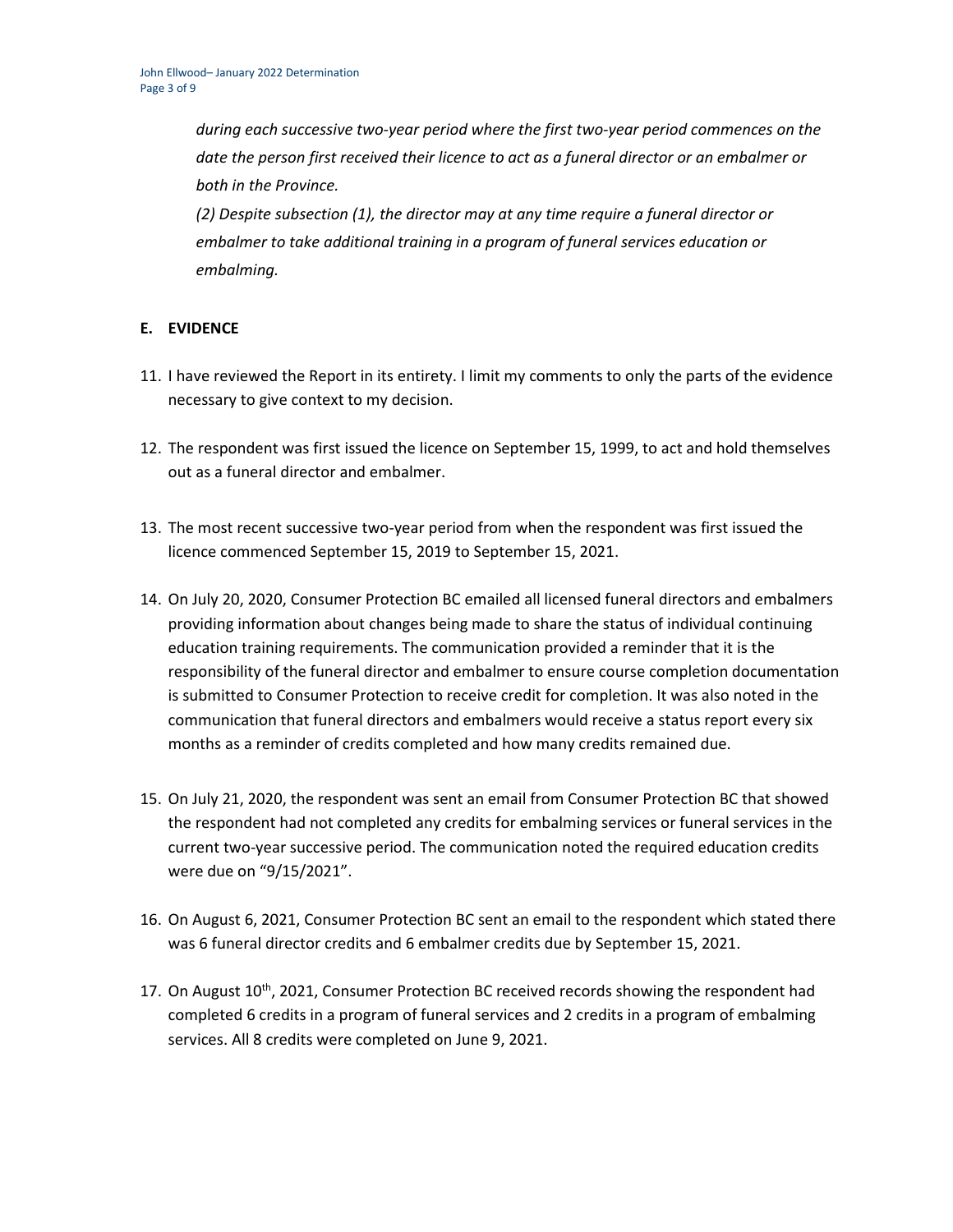*during each successive two-year period where the first two-year period commences on the date the person first received their licence to act as a funeral director or an embalmer or both in the Province.*

*(2) Despite subsection (1), the director may at any time require a funeral director or embalmer to take additional training in a program of funeral services education or embalming.*

## E. EVIDENCE

11. I have reviewed the Report in its entirety. I limit my comments to only the parts of the evidence necessary to give context to my decision.

12. The respondent was first issued the licence on September 15, 1999, to act and hold themselves out as a funeral director and embalmer.

13. The most recent successive two-year period from when the respondent was first issued the licence commenced September 15, 2019 to September 15, 2021.

14. On July 20, 2020, Consumer Protection BC emailed all licensed funeral directors and embalmers providing information about changes being made to share the status of individual continuing education training requirements. The communication provided a reminder that it is the responsibility of the funeral director and embalmer to ensure course completion documentation is submitted to Consumer Protection to receive credit for completion. It was also noted in the communication that funeral directors and embalmers would receive a status report every six months as a reminder of credits completed and how many credits remained due.

15. On July 21, 2020, the respondent was sent an email from Consumer Protection BC that showed the respondent had not completed any credits for embalming services or funeral services in the current two-year successive period. The communication noted the required education credits were due on "9/15/2021".

16. On August 6, 2021, Consumer Protection BC sent an email to the respondent which stated there was 6 funeral director credits and 6 embalmer credits due by September 15, 2021.

17. On August 10th, 2021, Consumer Protection BC received records showing the respondent had completed 6 credits in a program of funeral services and 2 credits in a program of embalming services. All 8 credits were completed on June 9, 2021.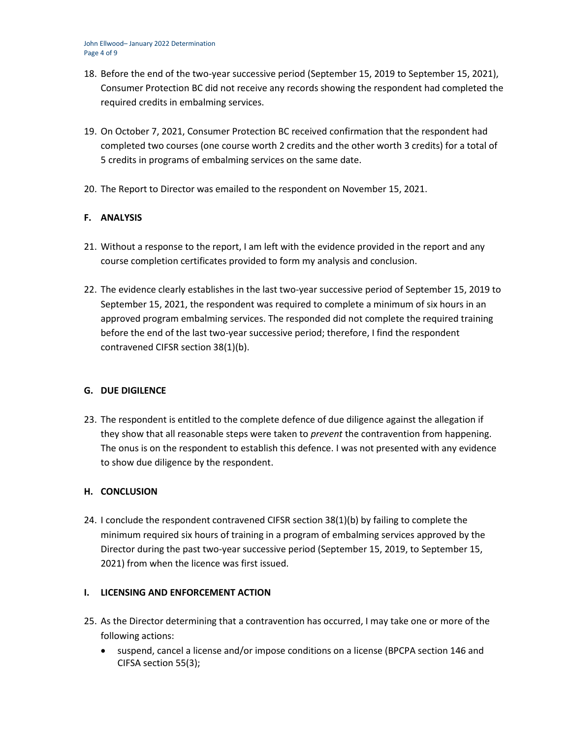18. Before the end of the two-year successive period (September 15, 2019 to September 15, 2021), Consumer Protection BC did not receive any records showing the respondent had completed the required credits in embalming services.

19. On October 7, 2021, Consumer Protection BC received confirmation that the respondent had completed two courses (one course worth 2 credits and the other worth 3 credits) for a total of 5 credits in programs of embalming services on the same date.

20. The Report to Director was emailed to the respondent on November 15, 2021.

## F. ANALYSIS

21. Without a response to the report, I am left with the evidence provided in the report and any course completion certificates provided to form my analysis and conclusion.

22. The evidence clearly establishes in the last two-year successive period of September 15, 2019 to September 15, 2021, the respondent was required to complete a minimum of six hours in an approved program embalming services. The responded did not complete the required training before the end of the last two-year successive period; therefore, I find the respondent contravened CIFSR section 38(1)(b).

## G. DUE DIGILENCE

23. The respondent is entitled to the complete defence of due diligence against the allegation if they show that all reasonable steps were taken to *prevent* the contravention from happening. The onus is on the respondent to establish this defence. I was not presented with any evidence to show due diligence by the respondent.

## H. CONCLUSION

24. I conclude the respondent contravened CIFSR section 38(1)(b) by failing to complete the minimum required six hours of training in a program of embalming services approved by the Director during the past two-year successive period (September 15, 2019, to September 15, 2021) from when the licence was first issued.

## I. LICENSING AND ENFORCEMENT ACTION

25. As the Director determining that a contravention has occurred, I may take one or more of the following actions:
    - suspend, cancel a license and/or impose conditions on a license (BPCPA section 146 and CIFSA section 55(3);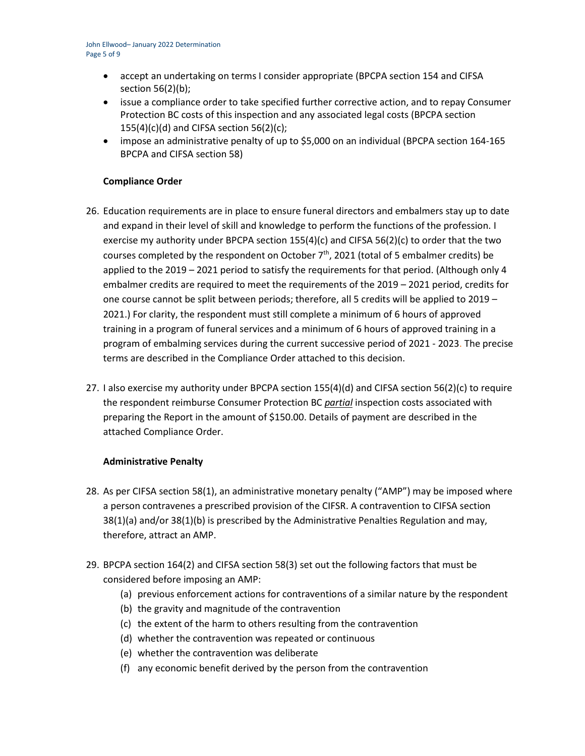- accept an undertaking on terms I consider appropriate (BPCPA section 154 and CIFSA section 56(2)(b);
- issue a compliance order to take specified further corrective action, and to repay Consumer Protection BC costs of this inspection and any associated legal costs (BPCPA section 155(4)(c)(d) and CIFSA section 56(2)(c);
- impose an administrative penalty of up to $5,000 on an individual (BPCPA section 164-165 BPCPA and CIFSA section 58)

**Compliance Order**

26. Education requirements are in place to ensure funeral directors and embalmers stay up to date and expand in their level of skill and knowledge to perform the functions of the profession. I exercise my authority under BPCPA section 155(4)(c) and CIFSA 56(2)(c) to order that the two courses completed by the respondent on October 7th, 2021 (total of 5 embalmer credits) be applied to the 2019 – 2021 period to satisfy the requirements for that period. (Although only 4 embalmer credits are required to meet the requirements of the 2019 – 2021 period, credits for one course cannot be split between periods; therefore, all 5 credits will be applied to 2019 – 2021.) For clarity, the respondent must still complete a minimum of 6 hours of approved training in a program of funeral services and a minimum of 6 hours of approved training in a program of embalming services during the current successive period of 2021 - 2023. The precise terms are described in the Compliance Order attached to this decision.

27. I also exercise my authority under BPCPA section 155(4)(d) and CIFSA section 56(2)(c) to require the respondent reimburse Consumer Protection BC ***partial*** inspection costs associated with preparing the Report in the amount of $150.00. Details of payment are described in the attached Compliance Order.

**Administrative Penalty**

28. As per CIFSA section 58(1), an administrative monetary penalty ("AMP") may be imposed where a person contravenes a prescribed provision of the CIFSR. A contravention to CIFSA section 38(1)(a) and/or 38(1)(b) is prescribed by the Administrative Penalties Regulation and may, therefore, attract an AMP.

29. BPCPA section 164(2) and CIFSA section 58(3) set out the following factors that must be considered before imposing an AMP:
    (a) previous enforcement actions for contraventions of a similar nature by the respondent
    (b) the gravity and magnitude of the contravention
    (c) the extent of the harm to others resulting from the contravention
    (d) whether the contravention was repeated or continuous
    (e) whether the contravention was deliberate
    (f) any economic benefit derived by the person from the contravention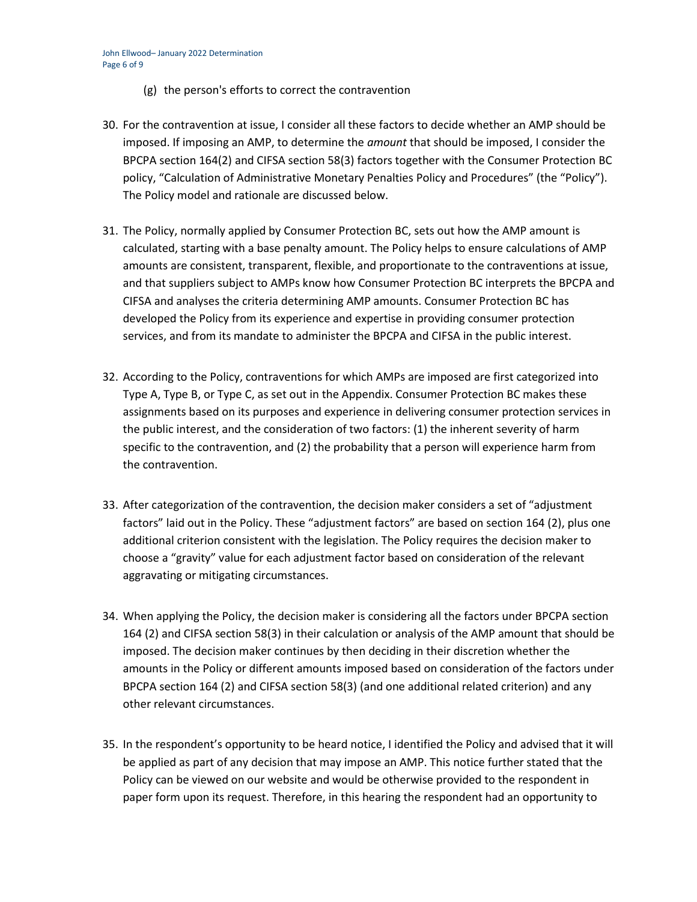(g) the person's efforts to correct the contravention

30. For the contravention at issue, I consider all these factors to decide whether an AMP should be imposed. If imposing an AMP, to determine the *amount* that should be imposed, I consider the BPCPA section 164(2) and CIFSA section 58(3) factors together with the Consumer Protection BC policy, "Calculation of Administrative Monetary Penalties Policy and Procedures" (the "Policy"). The Policy model and rationale are discussed below.

31. The Policy, normally applied by Consumer Protection BC, sets out how the AMP amount is calculated, starting with a base penalty amount. The Policy helps to ensure calculations of AMP amounts are consistent, transparent, flexible, and proportionate to the contraventions at issue, and that suppliers subject to AMPs know how Consumer Protection BC interprets the BPCPA and CIFSA and analyses the criteria determining AMP amounts. Consumer Protection BC has developed the Policy from its experience and expertise in providing consumer protection services, and from its mandate to administer the BPCPA and CIFSA in the public interest.

32. According to the Policy, contraventions for which AMPs are imposed are first categorized into Type A, Type B, or Type C, as set out in the Appendix. Consumer Protection BC makes these assignments based on its purposes and experience in delivering consumer protection services in the public interest, and the consideration of two factors: (1) the inherent severity of harm specific to the contravention, and (2) the probability that a person will experience harm from the contravention.

33. After categorization of the contravention, the decision maker considers a set of "adjustment factors" laid out in the Policy. These "adjustment factors" are based on section 164 (2), plus one additional criterion consistent with the legislation. The Policy requires the decision maker to choose a "gravity" value for each adjustment factor based on consideration of the relevant aggravating or mitigating circumstances.

34. When applying the Policy, the decision maker is considering all the factors under BPCPA section 164 (2) and CIFSA section 58(3) in their calculation or analysis of the AMP amount that should be imposed. The decision maker continues by then deciding in their discretion whether the amounts in the Policy or different amounts imposed based on consideration of the factors under BPCPA section 164 (2) and CIFSA section 58(3) (and one additional related criterion) and any other relevant circumstances.

35. In the respondent's opportunity to be heard notice, I identified the Policy and advised that it will be applied as part of any decision that may impose an AMP. This notice further stated that the Policy can be viewed on our website and would be otherwise provided to the respondent in paper form upon its request. Therefore, in this hearing the respondent had an opportunity to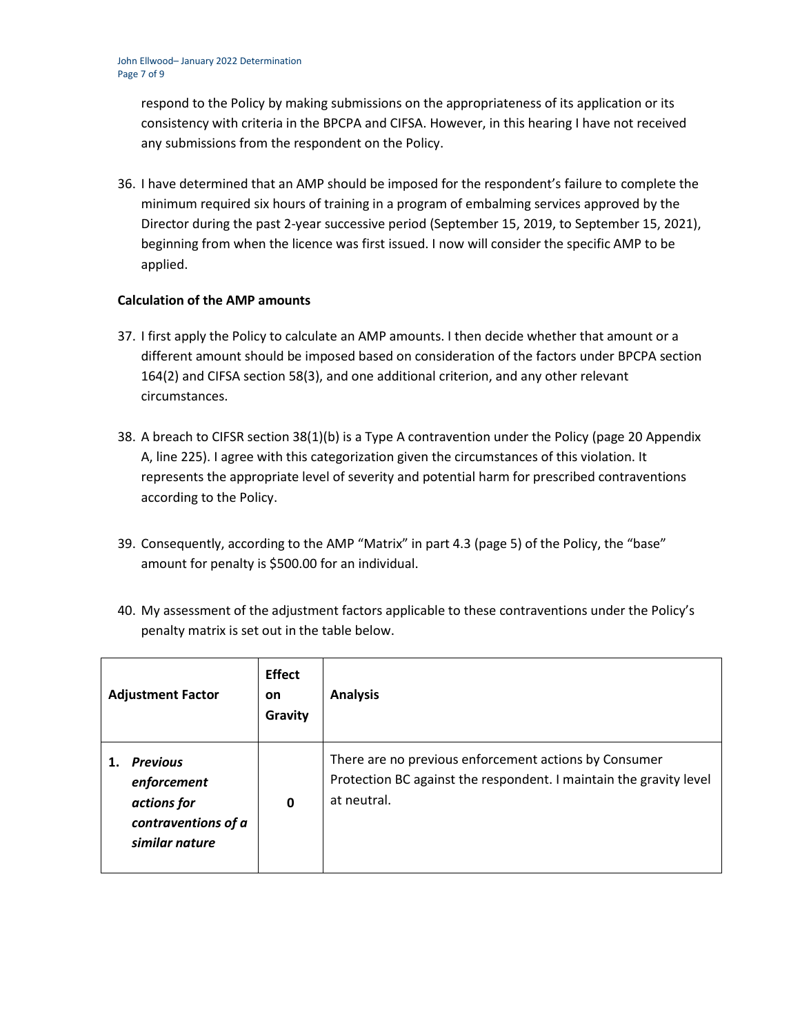respond to the Policy by making submissions on the appropriateness of its application or its consistency with criteria in the BPCPA and CIFSA. However, in this hearing I have not received any submissions from the respondent on the Policy.

36. I have determined that an AMP should be imposed for the respondent's failure to complete the minimum required six hours of training in a program of embalming services approved by the Director during the past 2-year successive period (September 15, 2019, to September 15, 2021), beginning from when the licence was first issued. I now will consider the specific AMP to be applied.

**Calculation of the AMP amounts**

37. I first apply the Policy to calculate an AMP amounts. I then decide whether that amount or a different amount should be imposed based on consideration of the factors under BPCPA section 164(2) and CIFSA section 58(3), and one additional criterion, and any other relevant circumstances.

38. A breach to CIFSR section 38(1)(b) is a Type A contravention under the Policy (page 20 Appendix A, line 225). I agree with this categorization given the circumstances of this violation. It represents the appropriate level of severity and potential harm for prescribed contraventions according to the Policy.

39. Consequently, according to the AMP "Matrix" in part 4.3 (page 5) of the Policy, the "base" amount for penalty is $500.00 for an individual.

40. My assessment of the adjustment factors applicable to these contraventions under the Policy's penalty matrix is set out in the table below.

| Adjustment Factor | Effect on Gravity | Analysis |
|---|---|---|
| 1. ***Previous enforcement actions for contraventions of a similar nature*** | **0** | There are no previous enforcement actions by Consumer Protection BC against the respondent. I maintain the gravity level at neutral. |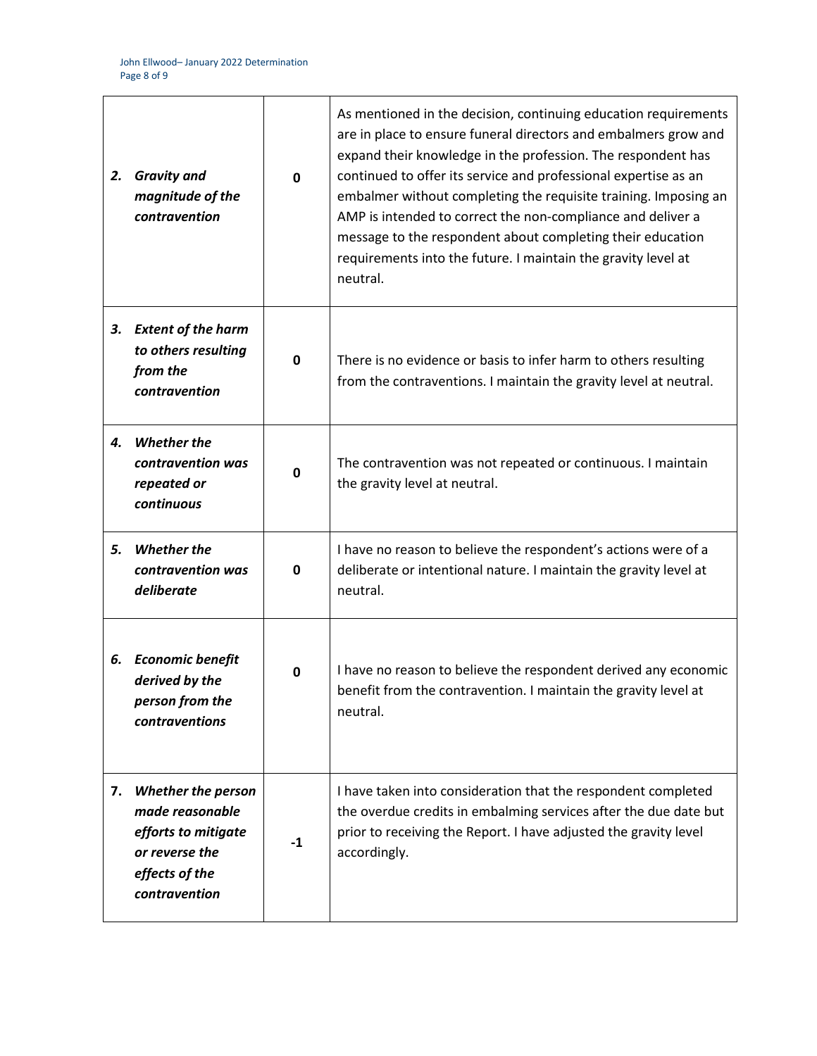| | | |
|---|---|---|
| ***2. Gravity and magnitude of the contravention*** | **0** | As mentioned in the decision, continuing education requirements are in place to ensure funeral directors and embalmers grow and expand their knowledge in the profession. The respondent has continued to offer its service and professional expertise as an embalmer without completing the requisite training. Imposing an AMP is intended to correct the non-compliance and deliver a message to the respondent about completing their education requirements into the future. I maintain the gravity level at neutral. |
| ***3. Extent of the harm to others resulting from the contravention*** | **0** | There is no evidence or basis to infer harm to others resulting from the contraventions. I maintain the gravity level at neutral. |
| ***4. Whether the contravention was repeated or continuous*** | **0** | The contravention was not repeated or continuous. I maintain the gravity level at neutral. |
| ***5. Whether the contravention was deliberate*** | **0** | I have no reason to believe the respondent's actions were of a deliberate or intentional nature. I maintain the gravity level at neutral. |
| ***6. Economic benefit derived by the person from the contraventions*** | **0** | I have no reason to believe the respondent derived any economic benefit from the contravention. I maintain the gravity level at neutral. |
| ***7. Whether the person made reasonable efforts to mitigate or reverse the effects of the contravention*** | **-1** | I have taken into consideration that the respondent completed the overdue credits in embalming services after the due date but prior to receiving the Report. I have adjusted the gravity level accordingly. |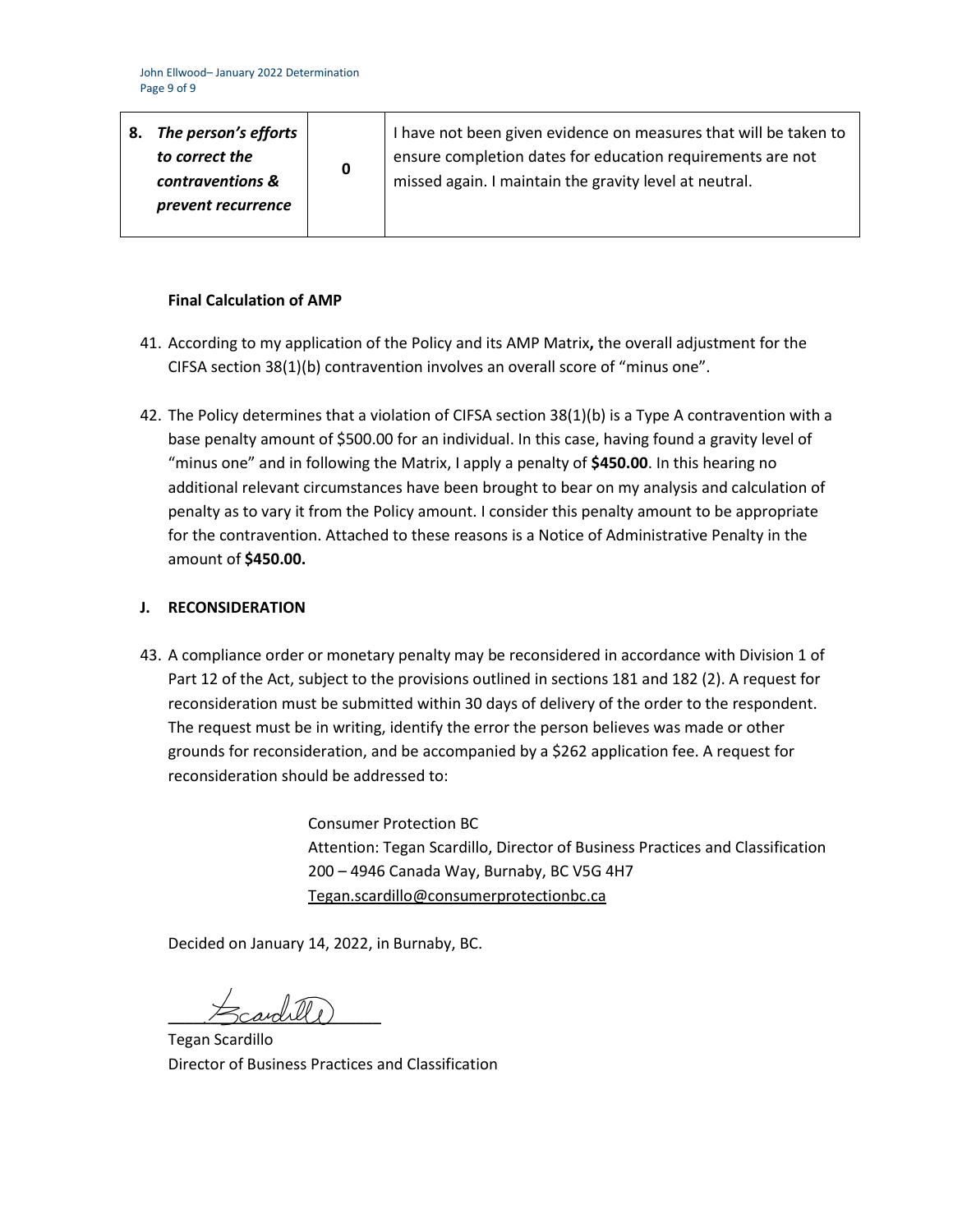| | | |
|---|---|---|
| **8. *The person's efforts to correct the contraventions & prevent recurrence*** | **0** | I have not been given evidence on measures that will be taken to ensure completion dates for education requirements are not missed again. I maintain the gravity level at neutral. |

**Final Calculation of AMP**

41. According to my application of the Policy and its AMP Matrix**,** the overall adjustment for the CIFSA section 38(1)(b) contravention involves an overall score of "minus one".

42. The Policy determines that a violation of CIFSA section 38(1)(b) is a Type A contravention with a base penalty amount of $500.00 for an individual. In this case, having found a gravity level of "minus one" and in following the Matrix, I apply a penalty of **$450.00**. In this hearing no additional relevant circumstances have been brought to bear on my analysis and calculation of penalty as to vary it from the Policy amount. I consider this penalty amount to be appropriate for the contravention. Attached to these reasons is a Notice of Administrative Penalty in the amount of **$450.00.**

## J. RECONSIDERATION

43. A compliance order or monetary penalty may be reconsidered in accordance with Division 1 of Part 12 of the Act, subject to the provisions outlined in sections 181 and 182 (2). A request for reconsideration must be submitted within 30 days of delivery of the order to the respondent. The request must be in writing, identify the error the person believes was made or other grounds for reconsideration, and be accompanied by a $262 application fee. A request for reconsideration should be addressed to:

    Consumer Protection BC
    Attention: Tegan Scardillo, Director of Business Practices and Classification
    200 – 4946 Canada Way, Burnaby, BC V5G 4H7
    Tegan.scardillo@consumerprotectionbc.ca

Decided on January 14, 2022, in Burnaby, BC.

Tegan Scardillo
Director of Business Practices and Classification